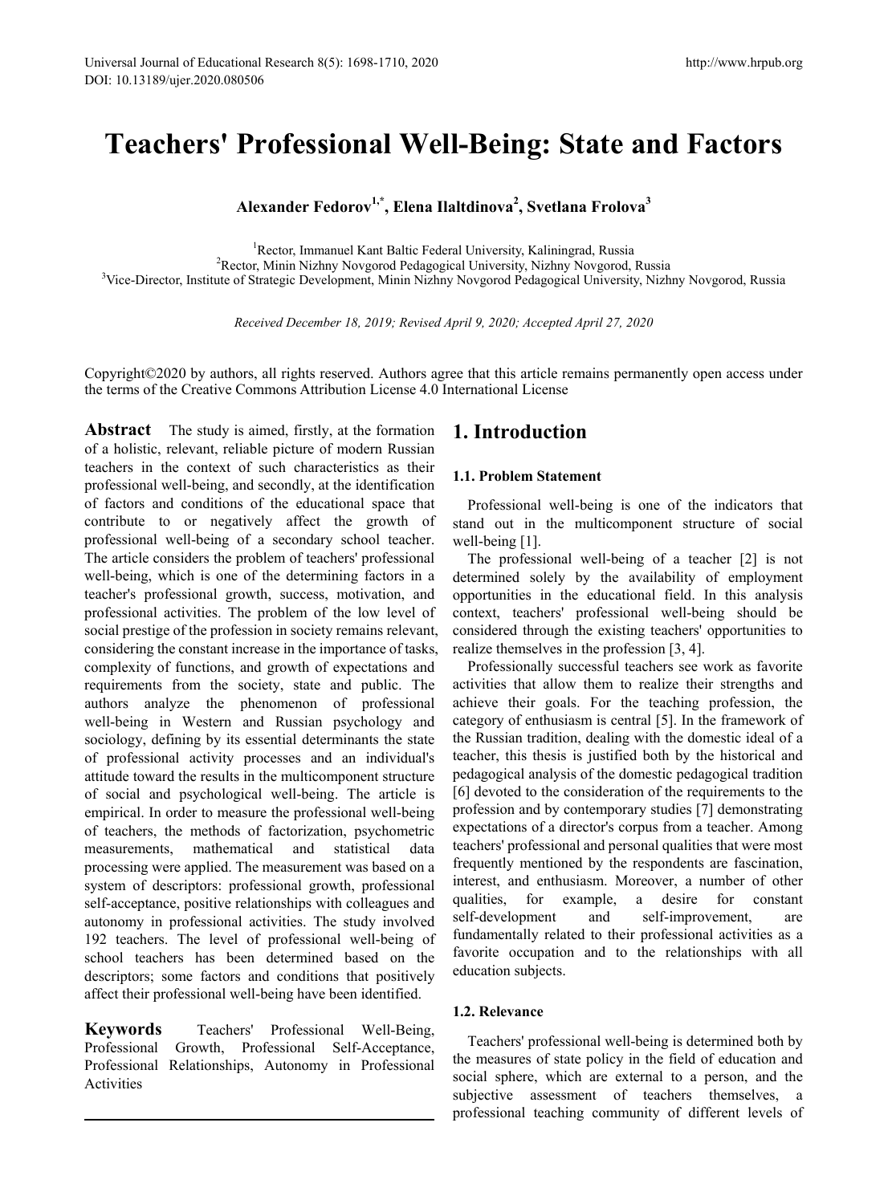# Teachers' Professional Well-Being: State and Factors

**Alexander Fedorov[1,*], Elena Ilaltdinova[2], Svetlana Frolova[3]**

[1]Rector, Immanuel Kant Baltic Federal University, Kaliningrad, Russia
[2]Rector, Minin Nizhny Novgorod Pedagogical University, Nizhny Novgorod, Russia
[3]Vice-Director, Institute of Strategic Development, Minin Nizhny Novgorod Pedagogical University, Nizhny Novgorod, Russia

*Received December 18, 2019; Revised April 9, 2020; Accepted April 27, 2020*

Copyright©2020 by authors, all rights reserved. Authors agree that this article remains permanently open access under the terms of the Creative Commons Attribution License 4.0 International License

**Abstract** The study is aimed, firstly, at the formation of a holistic, relevant, reliable picture of modern Russian teachers in the context of such characteristics as their professional well-being, and secondly, at the identification of factors and conditions of the educational space that contribute to or negatively affect the growth of professional well-being of a secondary school teacher. The article considers the problem of teachers' professional well-being, which is one of the determining factors in a teacher's professional growth, success, motivation, and professional activities. The problem of the low level of social prestige of the profession in society remains relevant, considering the constant increase in the importance of tasks, complexity of functions, and growth of expectations and requirements from the society, state and public. The authors analyze the phenomenon of professional well-being in Western and Russian psychology and sociology, defining by its essential determinants the state of professional activity processes and an individual's attitude toward the results in the multicomponent structure of social and psychological well-being. The article is empirical. In order to measure the professional well-being of teachers, the methods of factorization, psychometric measurements, mathematical and statistical data processing were applied. The measurement was based on a system of descriptors: professional growth, professional self-acceptance, positive relationships with colleagues and autonomy in professional activities. The study involved 192 teachers. The level of professional well-being of school teachers has been determined based on the descriptors; some factors and conditions that positively affect their professional well-being have been identified.

**Keywords** Teachers' Professional Well-Being, Professional Growth, Professional Self-Acceptance, Professional Relationships, Autonomy in Professional Activities

## 1. Introduction

### 1.1. Problem Statement

Professional well-being is one of the indicators that stand out in the multicomponent structure of social well-being [1].

The professional well-being of a teacher [2] is not determined solely by the availability of employment opportunities in the educational field. In this analysis context, teachers' professional well-being should be considered through the existing teachers' opportunities to realize themselves in the profession [3, 4].

Professionally successful teachers see work as favorite activities that allow them to realize their strengths and achieve their goals. For the teaching profession, the category of enthusiasm is central [5]. In the framework of the Russian tradition, dealing with the domestic ideal of a teacher, this thesis is justified both by the historical and pedagogical analysis of the domestic pedagogical tradition [6] devoted to the consideration of the requirements to the profession and by contemporary studies [7] demonstrating expectations of a director's corpus from a teacher. Among teachers' professional and personal qualities that were most frequently mentioned by the respondents are fascination, interest, and enthusiasm. Moreover, a number of other qualities, for example, a desire for constant self-development and self-improvement, are fundamentally related to their professional activities as a favorite occupation and to the relationships with all education subjects.

### 1.2. Relevance

Teachers' professional well-being is determined both by the measures of state policy in the field of education and social sphere, which are external to a person, and the subjective assessment of teachers themselves, a professional teaching community of different levels of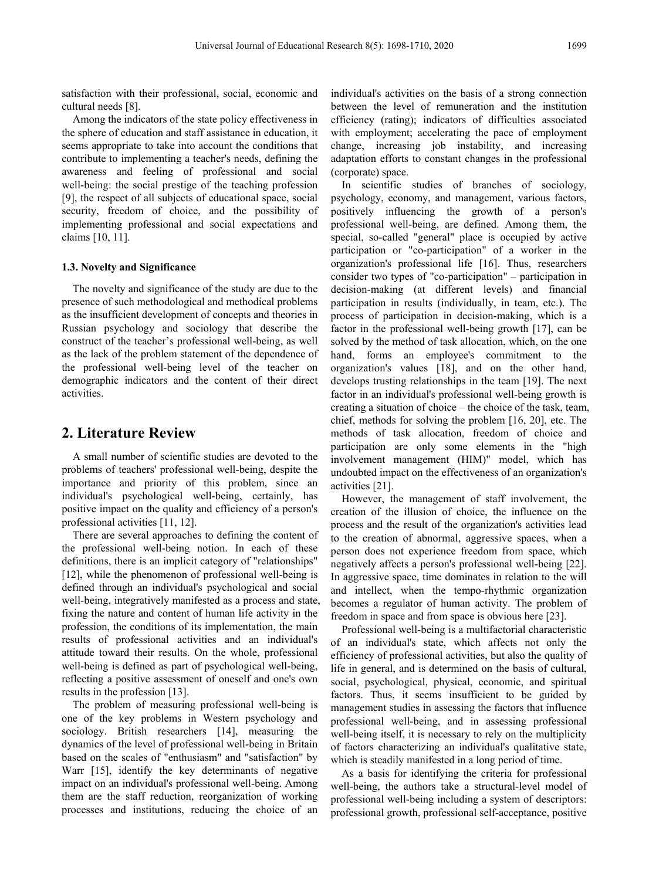satisfaction with their professional, social, economic and cultural needs [8].

Among the indicators of the state policy effectiveness in the sphere of education and staff assistance in education, it seems appropriate to take into account the conditions that contribute to implementing a teacher's needs, defining the awareness and feeling of professional and social well-being: the social prestige of the teaching profession [9], the respect of all subjects of educational space, social security, freedom of choice, and the possibility of implementing professional and social expectations and claims [10, 11].

### 1.3. Novelty and Significance

The novelty and significance of the study are due to the presence of such methodological and methodical problems as the insufficient development of concepts and theories in Russian psychology and sociology that describe the construct of the teacher's professional well-being, as well as the lack of the problem statement of the dependence of the professional well-being level of the teacher on demographic indicators and the content of their direct activities.

## 2. Literature Review

A small number of scientific studies are devoted to the problems of teachers' professional well-being, despite the importance and priority of this problem, since an individual's psychological well-being, certainly, has positive impact on the quality and efficiency of a person's professional activities [11, 12].

There are several approaches to defining the content of the professional well-being notion. In each of these definitions, there is an implicit category of "relationships" [12], while the phenomenon of professional well-being is defined through an individual's psychological and social well-being, integratively manifested as a process and state, fixing the nature and content of human life activity in the profession, the conditions of its implementation, the main results of professional activities and an individual's attitude toward their results. On the whole, professional well-being is defined as part of psychological well-being, reflecting a positive assessment of oneself and one's own results in the profession [13].

The problem of measuring professional well-being is one of the key problems in Western psychology and sociology. British researchers [14], measuring the dynamics of the level of professional well-being in Britain based on the scales of "enthusiasm" and "satisfaction" by Warr [15], identify the key determinants of negative impact on an individual's professional well-being. Among them are the staff reduction, reorganization of working processes and institutions, reducing the choice of an individual's activities on the basis of a strong connection between the level of remuneration and the institution efficiency (rating); indicators of difficulties associated with employment; accelerating the pace of employment change, increasing job instability, and increasing adaptation efforts to constant changes in the professional (corporate) space.

In scientific studies of branches of sociology, psychology, economy, and management, various factors, positively influencing the growth of a person's professional well-being, are defined. Among them, the special, so-called "general" place is occupied by active participation or "co-participation" of a worker in the organization's professional life [16]. Thus, researchers consider two types of "co-participation" – participation in decision-making (at different levels) and financial participation in results (individually, in team, etc.). The process of participation in decision-making, which is a factor in the professional well-being growth [17], can be solved by the method of task allocation, which, on the one hand, forms an employee's commitment to the organization's values [18], and on the other hand, develops trusting relationships in the team [19]. The next factor in an individual's professional well-being growth is creating a situation of choice – the choice of the task, team, chief, methods for solving the problem [16, 20], etc. The methods of task allocation, freedom of choice and participation are only some elements in the "high involvement management (HIM)" model, which has undoubted impact on the effectiveness of an organization's activities [21].

However, the management of staff involvement, the creation of the illusion of choice, the influence on the process and the result of the organization's activities lead to the creation of abnormal, aggressive spaces, when a person does not experience freedom from space, which negatively affects a person's professional well-being [22]. In aggressive space, time dominates in relation to the will and intellect, when the tempo-rhythmic organization becomes a regulator of human activity. The problem of freedom in space and from space is obvious here [23].

Professional well-being is a multifactorial characteristic of an individual's state, which affects not only the efficiency of professional activities, but also the quality of life in general, and is determined on the basis of cultural, social, psychological, physical, economic, and spiritual factors. Thus, it seems insufficient to be guided by management studies in assessing the factors that influence professional well-being, and in assessing professional well-being itself, it is necessary to rely on the multiplicity of factors characterizing an individual's qualitative state, which is steadily manifested in a long period of time.

As a basis for identifying the criteria for professional well-being, the authors take a structural-level model of professional well-being including a system of descriptors: professional growth, professional self-acceptance, positive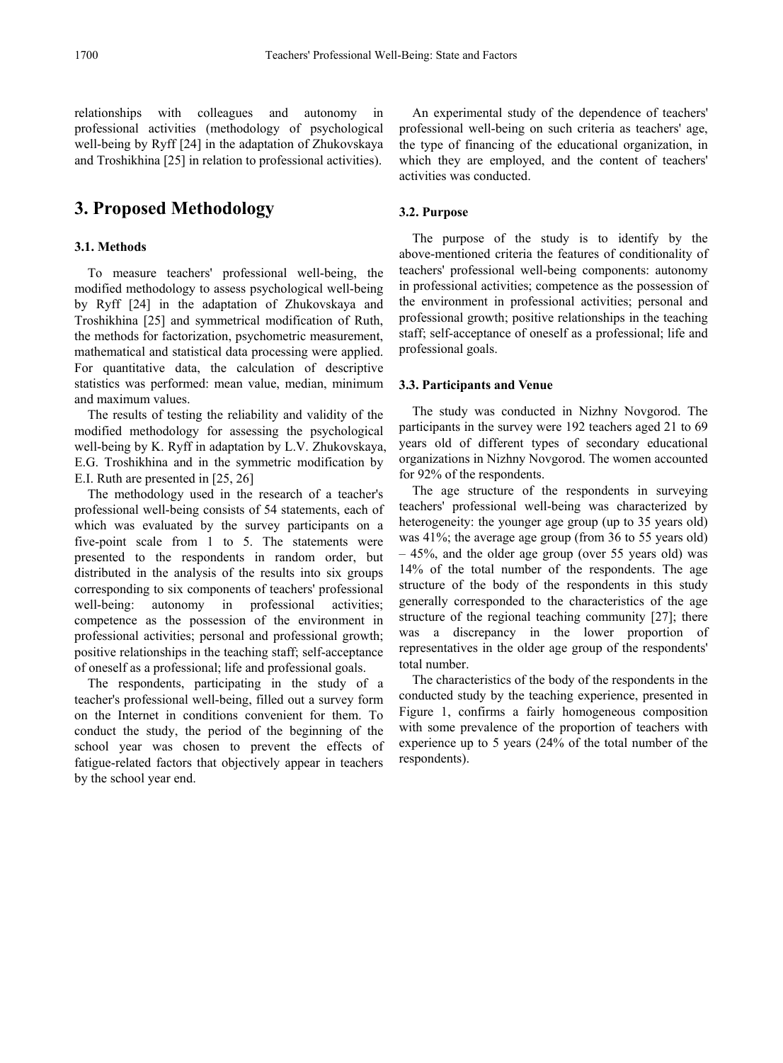relationships with colleagues and autonomy in professional activities (methodology of psychological well-being by Ryff [24] in the adaptation of Zhukovskaya and Troshikhina [25] in relation to professional activities).

# 3. Proposed Methodology

### 3.1. Methods

To measure teachers' professional well-being, the modified methodology to assess psychological well-being by Ryff [24] in the adaptation of Zhukovskaya and Troshikhina [25] and symmetrical modification of Ruth, the methods for factorization, psychometric measurement, mathematical and statistical data processing were applied. For quantitative data, the calculation of descriptive statistics was performed: mean value, median, minimum and maximum values.

The results of testing the reliability and validity of the modified methodology for assessing the psychological well-being by K. Ryff in adaptation by L.V. Zhukovskaya, E.G. Troshikhina and in the symmetric modification by E.I. Ruth are presented in [25, 26]

The methodology used in the research of a teacher's professional well-being consists of 54 statements, each of which was evaluated by the survey participants on a five-point scale from 1 to 5. The statements were presented to the respondents in random order, but distributed in the analysis of the results into six groups corresponding to six components of teachers' professional well-being: autonomy in professional activities; competence as the possession of the environment in professional activities; personal and professional growth; positive relationships in the teaching staff; self-acceptance of oneself as a professional; life and professional goals.

The respondents, participating in the study of a teacher's professional well-being, filled out a survey form on the Internet in conditions convenient for them. To conduct the study, the period of the beginning of the school year was chosen to prevent the effects of fatigue-related factors that objectively appear in teachers by the school year end.

An experimental study of the dependence of teachers' professional well-being on such criteria as teachers' age, the type of financing of the educational organization, in which they are employed, and the content of teachers' activities was conducted.

### 3.2. Purpose

The purpose of the study is to identify by the above-mentioned criteria the features of conditionality of teachers' professional well-being components: autonomy in professional activities; competence as the possession of the environment in professional activities; personal and professional growth; positive relationships in the teaching staff; self-acceptance of oneself as a professional; life and professional goals.

### 3.3. Participants and Venue

The study was conducted in Nizhny Novgorod. The participants in the survey were 192 teachers aged 21 to 69 years old of different types of secondary educational organizations in Nizhny Novgorod. The women accounted for 92% of the respondents.

The age structure of the respondents in surveying teachers' professional well-being was characterized by heterogeneity: the younger age group (up to 35 years old) was 41%; the average age group (from 36 to 55 years old) – 45%, and the older age group (over 55 years old) was 14% of the total number of the respondents. The age structure of the body of the respondents in this study generally corresponded to the characteristics of the age structure of the regional teaching community [27]; there was a discrepancy in the lower proportion of representatives in the older age group of the respondents' total number.

The characteristics of the body of the respondents in the conducted study by the teaching experience, presented in Figure 1, confirms a fairly homogeneous composition with some prevalence of the proportion of teachers with experience up to 5 years (24% of the total number of the respondents).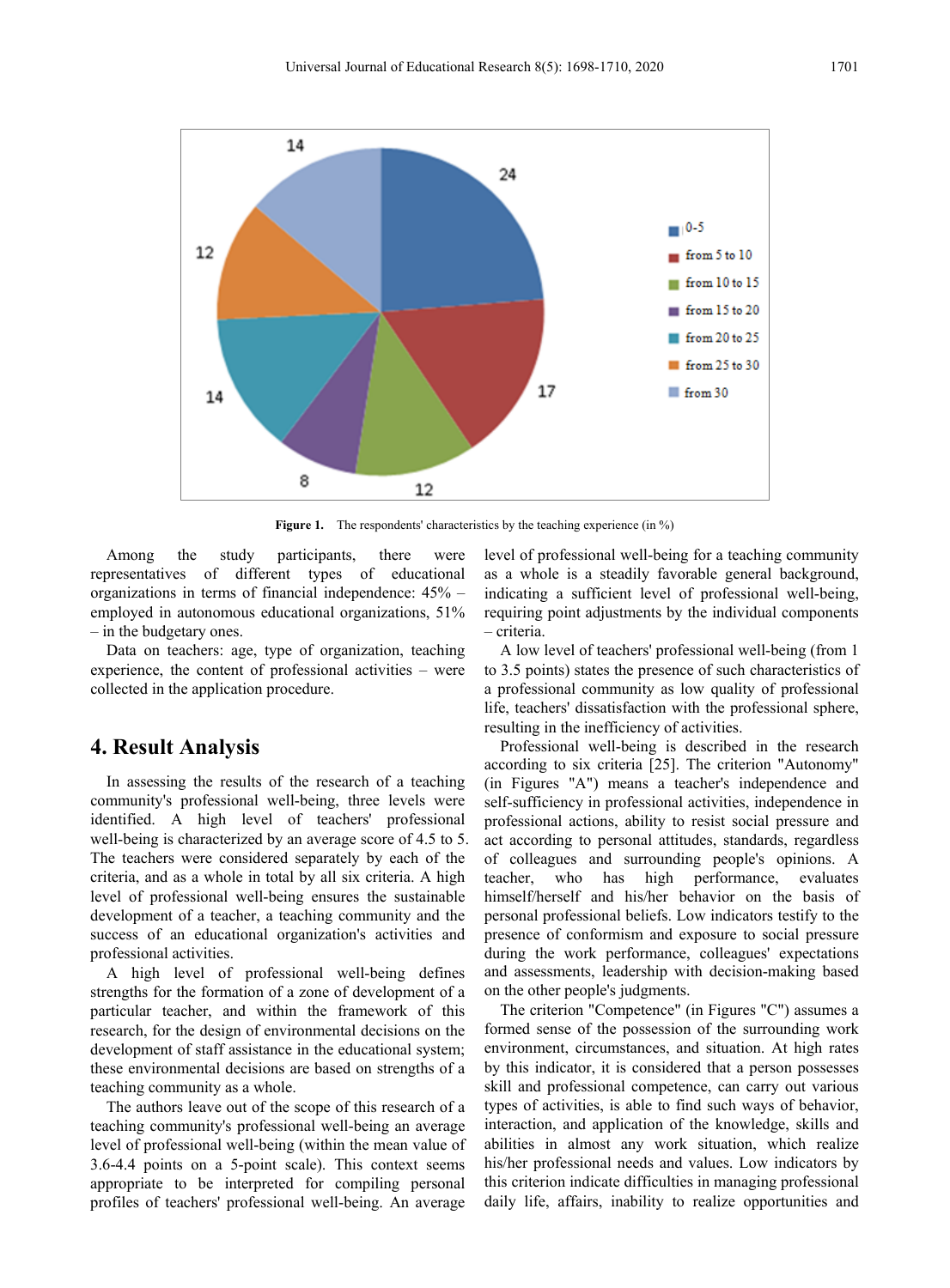Figure 1. The respondents' characteristics by the teaching experience (in %)

Among the study participants, there were representatives of different types of educational organizations in terms of financial independence: 45% – employed in autonomous educational organizations, 51% – in the budgetary ones.

Data on teachers: age, type of organization, teaching experience, the content of professional activities – were collected in the application procedure.

## 4. Result Analysis

In assessing the results of the research of a teaching community's professional well-being, three levels were identified. A high level of teachers' professional well-being is characterized by an average score of 4.5 to 5. The teachers were considered separately by each of the criteria, and as a whole in total by all six criteria. A high level of professional well-being ensures the sustainable development of a teacher, a teaching community and the success of an educational organization's activities and professional activities.

A high level of professional well-being defines strengths for the formation of a zone of development of a particular teacher, and within the framework of this research, for the design of environmental decisions on the development of staff assistance in the educational system; these environmental decisions are based on strengths of a teaching community as a whole.

The authors leave out of the scope of this research of a teaching community's professional well-being an average level of professional well-being (within the mean value of 3.6-4.4 points on a 5-point scale). This context seems appropriate to be interpreted for compiling personal profiles of teachers' professional well-being. An average level of professional well-being for a teaching community as a whole is a steadily favorable general background, indicating a sufficient level of professional well-being, requiring point adjustments by the individual components – criteria.

A low level of teachers' professional well-being (from 1 to 3.5 points) states the presence of such characteristics of a professional community as low quality of professional life, teachers' dissatisfaction with the professional sphere, resulting in the inefficiency of activities.

Professional well-being is described in the research according to six criteria [25]. The criterion "Autonomy" (in Figures "A") means a teacher's independence and self-sufficiency in professional activities, independence in professional actions, ability to resist social pressure and act according to personal attitudes, standards, regardless of colleagues and surrounding people's opinions. A teacher, who has high performance, evaluates himself/herself and his/her behavior on the basis of personal professional beliefs. Low indicators testify to the presence of conformism and exposure to social pressure during the work performance, colleagues' expectations and assessments, leadership with decision-making based on the other people's judgments.

The criterion "Competence" (in Figures "C") assumes a formed sense of the possession of the surrounding work environment, circumstances, and situation. At high rates by this indicator, it is considered that a person possesses skill and professional competence, can carry out various types of activities, is able to find such ways of behavior, interaction, and application of the knowledge, skills and abilities in almost any work situation, which realize his/her professional needs and values. Low indicators by this criterion indicate difficulties in managing professional daily life, affairs, inability to realize opportunities and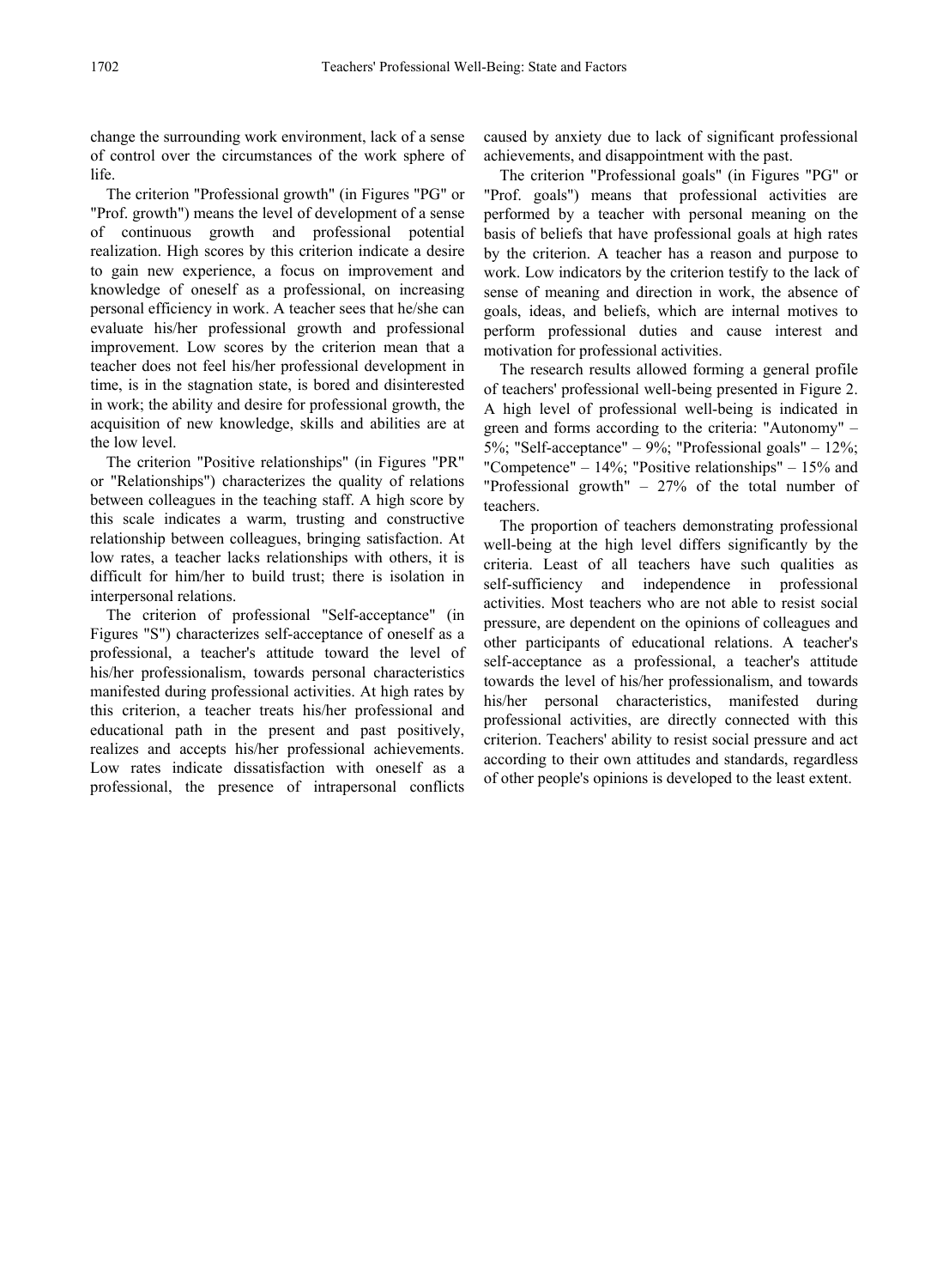change the surrounding work environment, lack of a sense of control over the circumstances of the work sphere of life.

The criterion "Professional growth" (in Figures "PG" or "Prof. growth") means the level of development of a sense of continuous growth and professional potential realization. High scores by this criterion indicate a desire to gain new experience, a focus on improvement and knowledge of oneself as a professional, on increasing personal efficiency in work. A teacher sees that he/she can evaluate his/her professional growth and professional improvement. Low scores by the criterion mean that a teacher does not feel his/her professional development in time, is in the stagnation state, is bored and disinterested in work; the ability and desire for professional growth, the acquisition of new knowledge, skills and abilities are at the low level.

The criterion "Positive relationships" (in Figures "PR" or "Relationships") characterizes the quality of relations between colleagues in the teaching staff. A high score by this scale indicates a warm, trusting and constructive relationship between colleagues, bringing satisfaction. At low rates, a teacher lacks relationships with others, it is difficult for him/her to build trust; there is isolation in interpersonal relations.

The criterion of professional "Self-acceptance" (in Figures "S") characterizes self-acceptance of oneself as a professional, a teacher's attitude toward the level of his/her professionalism, towards personal characteristics manifested during professional activities. At high rates by this criterion, a teacher treats his/her professional and educational path in the present and past positively, realizes and accepts his/her professional achievements. Low rates indicate dissatisfaction with oneself as a professional, the presence of intrapersonal conflicts caused by anxiety due to lack of significant professional achievements, and disappointment with the past.

The criterion "Professional goals" (in Figures "PG" or "Prof. goals") means that professional activities are performed by a teacher with personal meaning on the basis of beliefs that have professional goals at high rates by the criterion. A teacher has a reason and purpose to work. Low indicators by the criterion testify to the lack of sense of meaning and direction in work, the absence of goals, ideas, and beliefs, which are internal motives to perform professional duties and cause interest and motivation for professional activities.

The research results allowed forming a general profile of teachers' professional well-being presented in Figure 2. A high level of professional well-being is indicated in green and forms according to the criteria: "Autonomy" – 5%; "Self-acceptance" – 9%; "Professional goals" – 12%; "Competence" – 14%; "Positive relationships" – 15% and "Professional growth" – 27% of the total number of teachers.

The proportion of teachers demonstrating professional well-being at the high level differs significantly by the criteria. Least of all teachers have such qualities as self-sufficiency and independence in professional activities. Most teachers who are not able to resist social pressure, are dependent on the opinions of colleagues and other participants of educational relations. A teacher's self-acceptance as a professional, a teacher's attitude towards the level of his/her professionalism, and towards his/her personal characteristics, manifested during professional activities, are directly connected with this criterion. Teachers' ability to resist social pressure and act according to their own attitudes and standards, regardless of other people's opinions is developed to the least extent.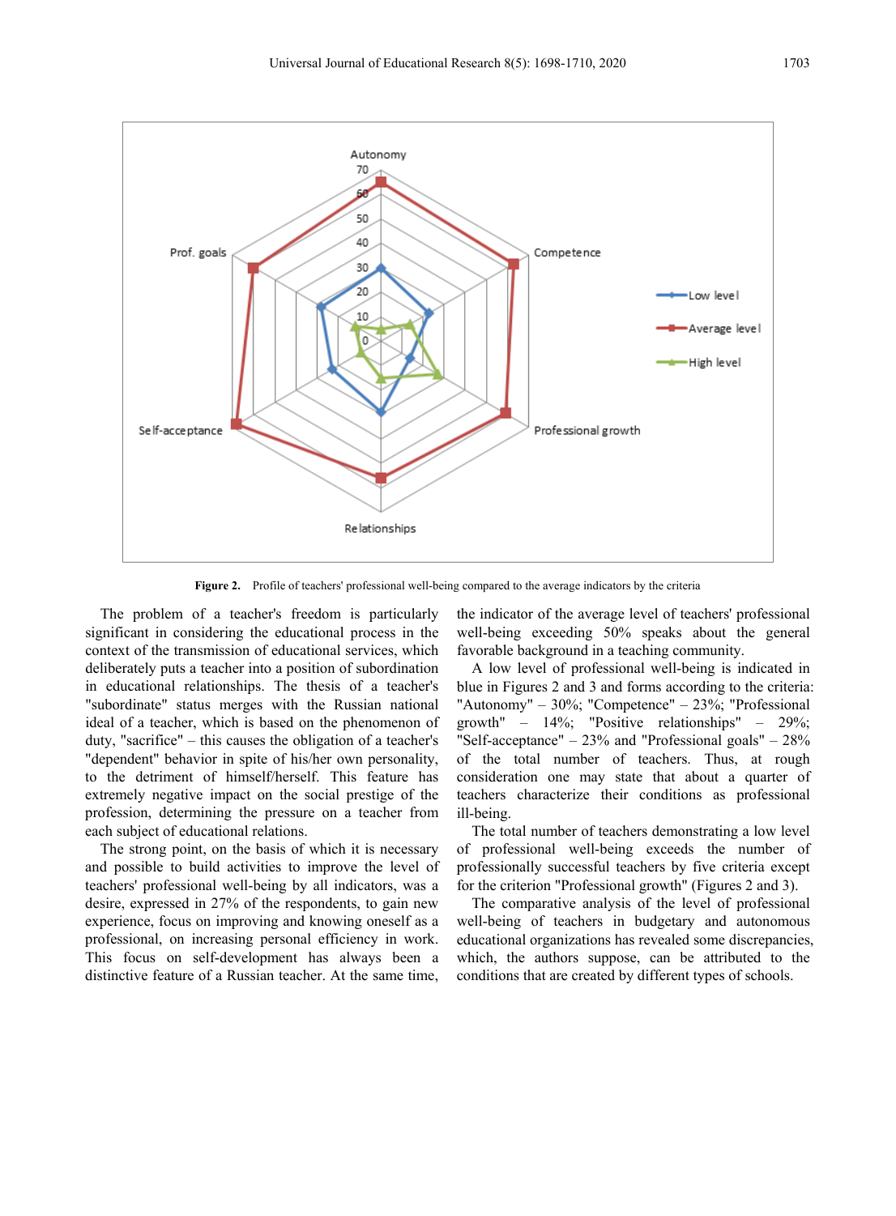**Figure 2.** Profile of teachers' professional well-being compared to the average indicators by the criteria

The problem of a teacher's freedom is particularly significant in considering the educational process in the context of the transmission of educational services, which deliberately puts a teacher into a position of subordination in educational relationships. The thesis of a teacher's "subordinate" status merges with the Russian national ideal of a teacher, which is based on the phenomenon of duty, "sacrifice" – this causes the obligation of a teacher's "dependent" behavior in spite of his/her own personality, to the detriment of himself/herself. This feature has extremely negative impact on the social prestige of the profession, determining the pressure on a teacher from each subject of educational relations.

The strong point, on the basis of which it is necessary and possible to build activities to improve the level of teachers' professional well-being by all indicators, was a desire, expressed in 27% of the respondents, to gain new experience, focus on improving and knowing oneself as a professional, on increasing personal efficiency in work. This focus on self-development has always been a distinctive feature of a Russian teacher. At the same time, the indicator of the average level of teachers' professional well-being exceeding 50% speaks about the general favorable background in a teaching community.

A low level of professional well-being is indicated in blue in Figures 2 and 3 and forms according to the criteria: "Autonomy" – 30%; "Competence" – 23%; "Professional growth" – 14%; "Positive relationships" – 29%; "Self-acceptance" – 23% and "Professional goals" – 28% of the total number of teachers. Thus, at rough consideration one may state that about a quarter of teachers characterize their conditions as professional ill-being.

The total number of teachers demonstrating a low level of professional well-being exceeds the number of professionally successful teachers by five criteria except for the criterion "Professional growth" (Figures 2 and 3).

The comparative analysis of the level of professional well-being of teachers in budgetary and autonomous educational organizations has revealed some discrepancies, which, the authors suppose, can be attributed to the conditions that are created by different types of schools.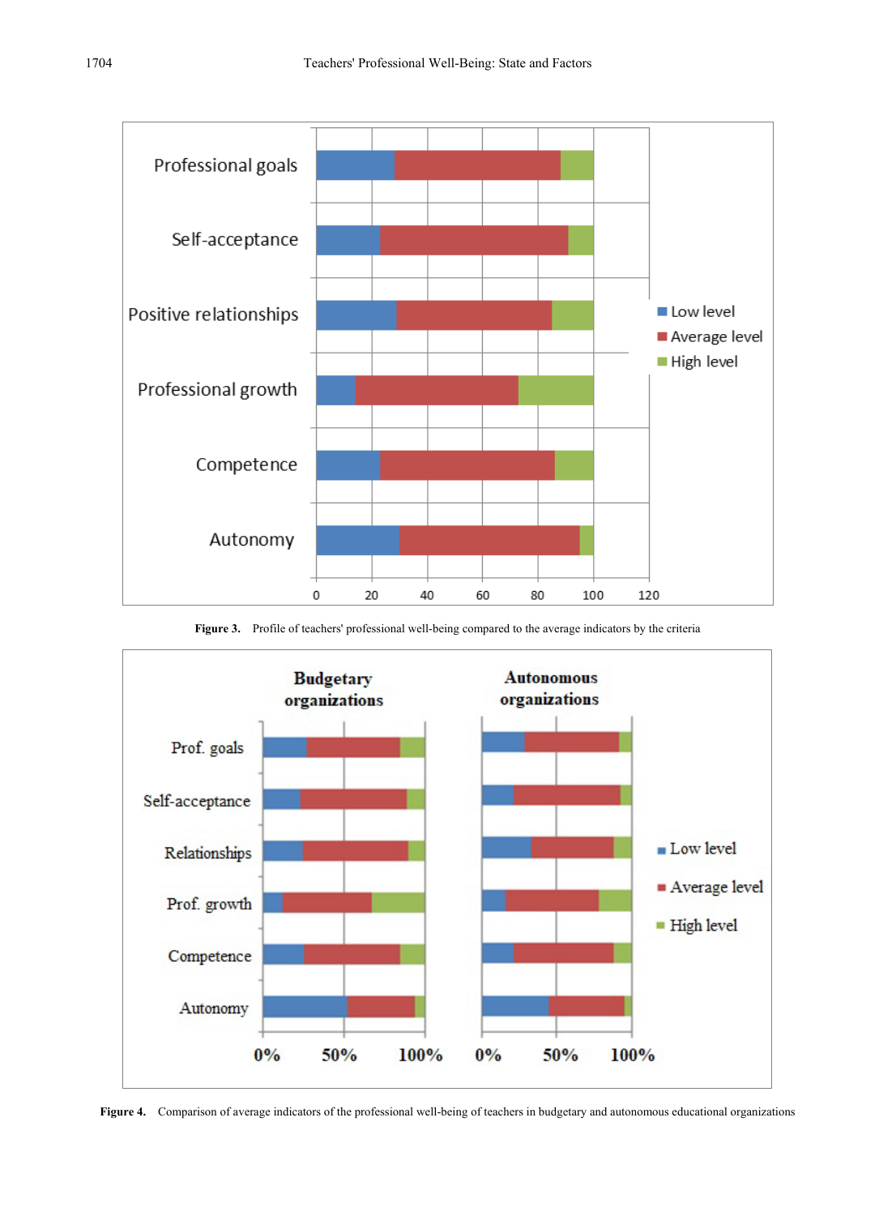**Figure 3.** Profile of teachers' professional well-being compared to the average indicators by the criteria

**Figure 4.** Comparison of average indicators of the professional well-being of teachers in budgetary and autonomous educational organizations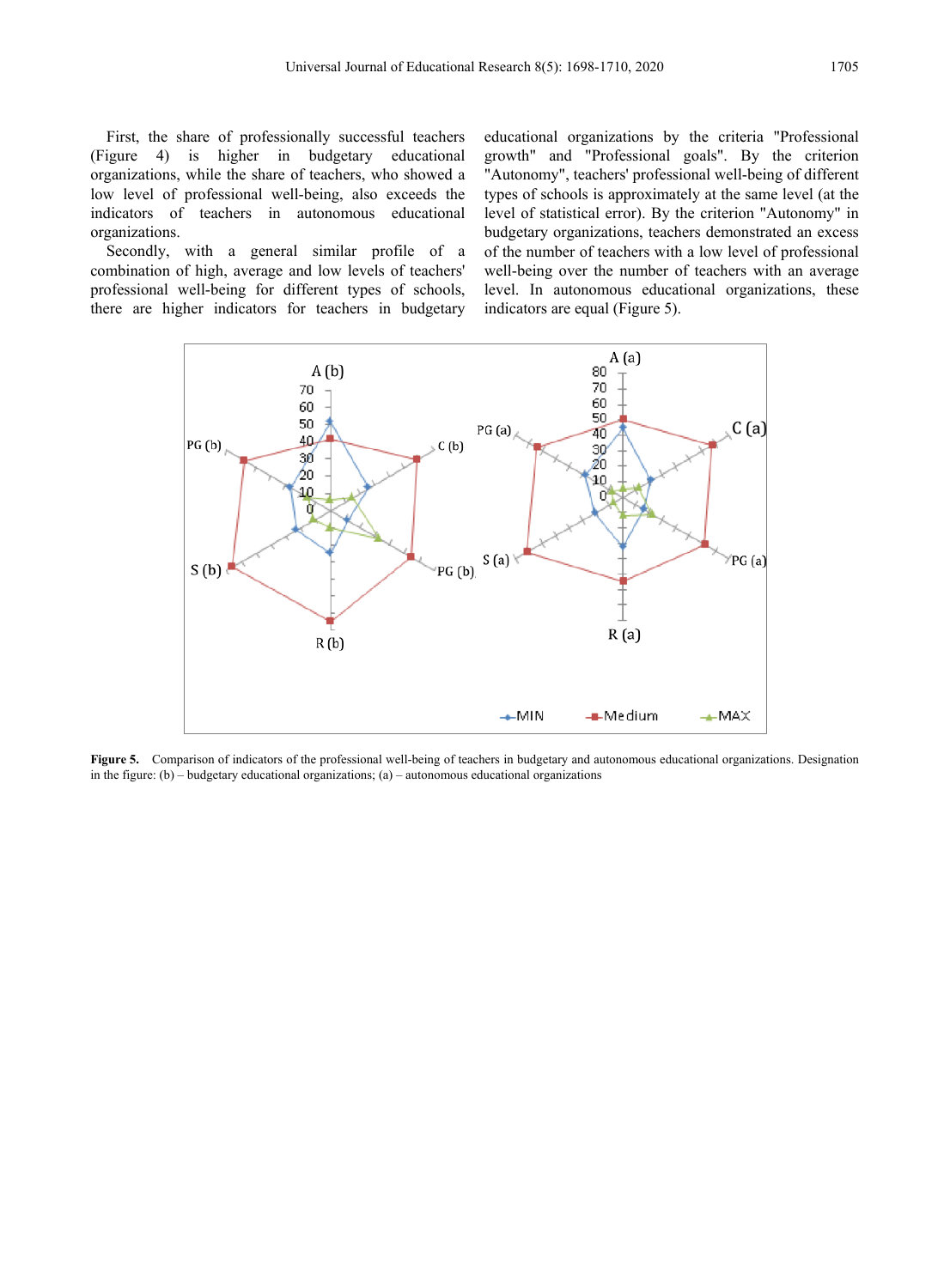First, the share of professionally successful teachers (Figure 4) is higher in budgetary educational organizations, while the share of teachers, who showed a low level of professional well-being, also exceeds the indicators of teachers in autonomous educational organizations.

Secondly, with a general similar profile of a combination of high, average and low levels of teachers' professional well-being for different types of schools, there are higher indicators for teachers in budgetary educational organizations by the criteria "Professional growth" and "Professional goals". By the criterion "Autonomy", teachers' professional well-being of different types of schools is approximately at the same level (at the level of statistical error). By the criterion "Autonomy" in budgetary organizations, teachers demonstrated an excess of the number of teachers with a low level of professional well-being over the number of teachers with an average level. In autonomous educational organizations, these indicators are equal (Figure 5).

**Figure 5.** Comparison of indicators of the professional well-being of teachers in budgetary and autonomous educational organizations. Designation in the figure: (b) – budgetary educational organizations; (a) – autonomous educational organizations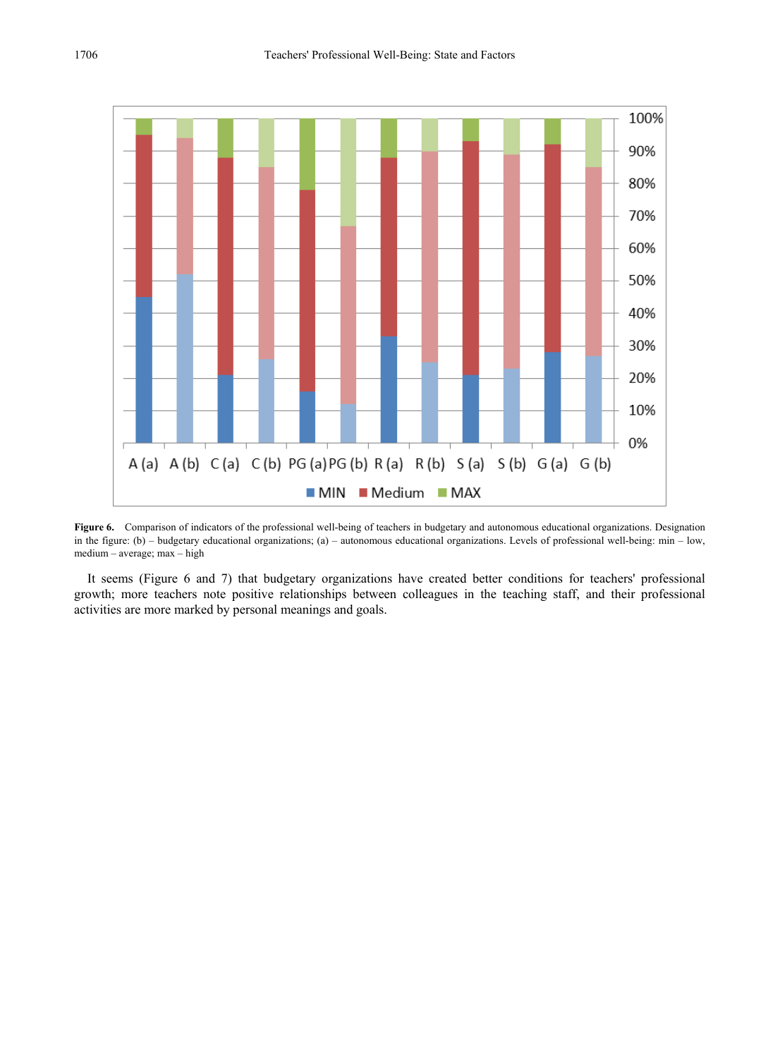**Figure 6.** Comparison of indicators of the professional well-being of teachers in budgetary and autonomous educational organizations. Designation in the figure: (b) – budgetary educational organizations; (a) – autonomous educational organizations. Levels of professional well-being: min – low, medium – average; max – high

It seems (Figure 6 and 7) that budgetary organizations have created better conditions for teachers' professional growth; more teachers note positive relationships between colleagues in the teaching staff, and their professional activities are more marked by personal meanings and goals.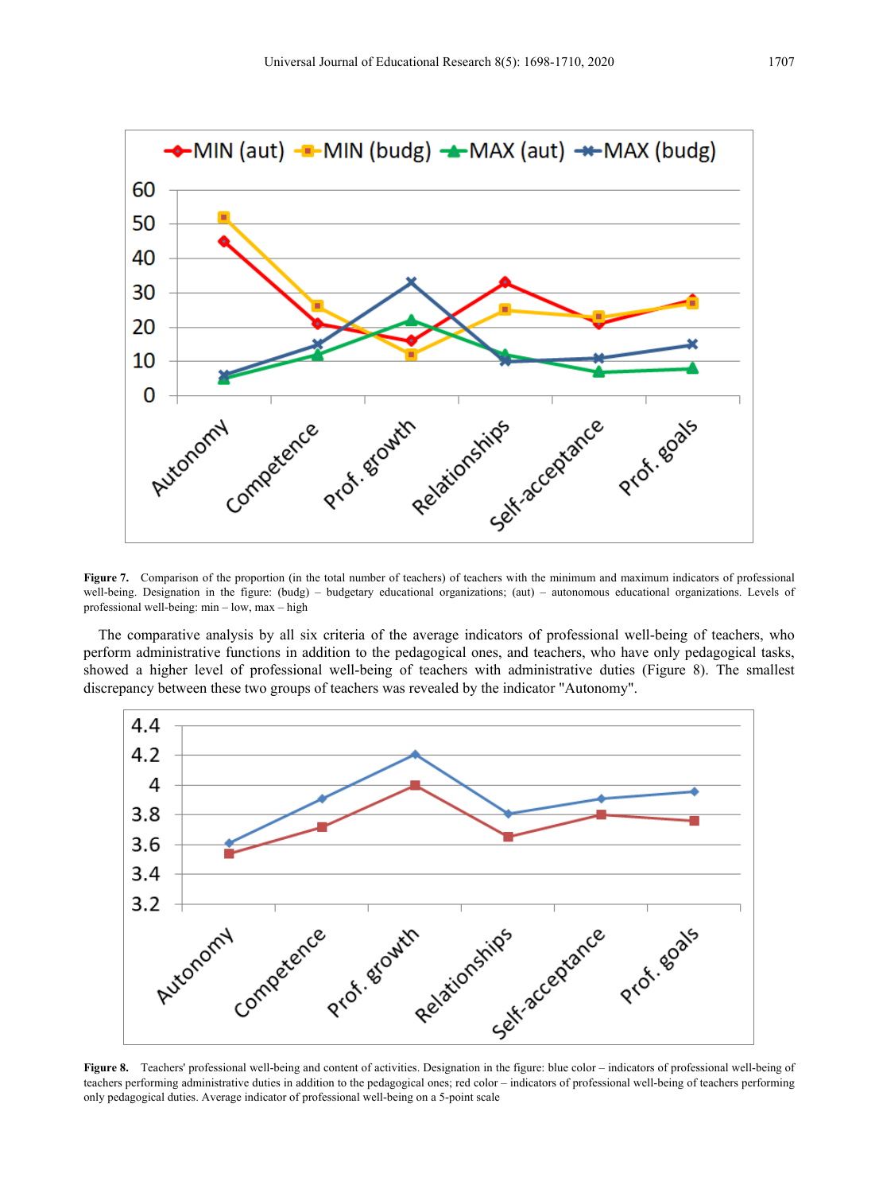Figure 7. Comparison of the proportion (in the total number of teachers) of teachers with the minimum and maximum indicators of professional well-being. Designation in the figure: (budg) – budgetary educational organizations; (aut) – autonomous educational organizations. Levels of professional well-being: min – low, max – high

The comparative analysis by all six criteria of the average indicators of professional well-being of teachers, who perform administrative functions in addition to the pedagogical ones, and teachers, who have only pedagogical tasks, showed a higher level of professional well-being of teachers with administrative duties (Figure 8). The smallest discrepancy between these two groups of teachers was revealed by the indicator "Autonomy".

Figure 8. Teachers' professional well-being and content of activities. Designation in the figure: blue color – indicators of professional well-being of teachers performing administrative duties in addition to the pedagogical ones; red color – indicators of professional well-being of teachers performing only pedagogical duties. Average indicator of professional well-being on a 5-point scale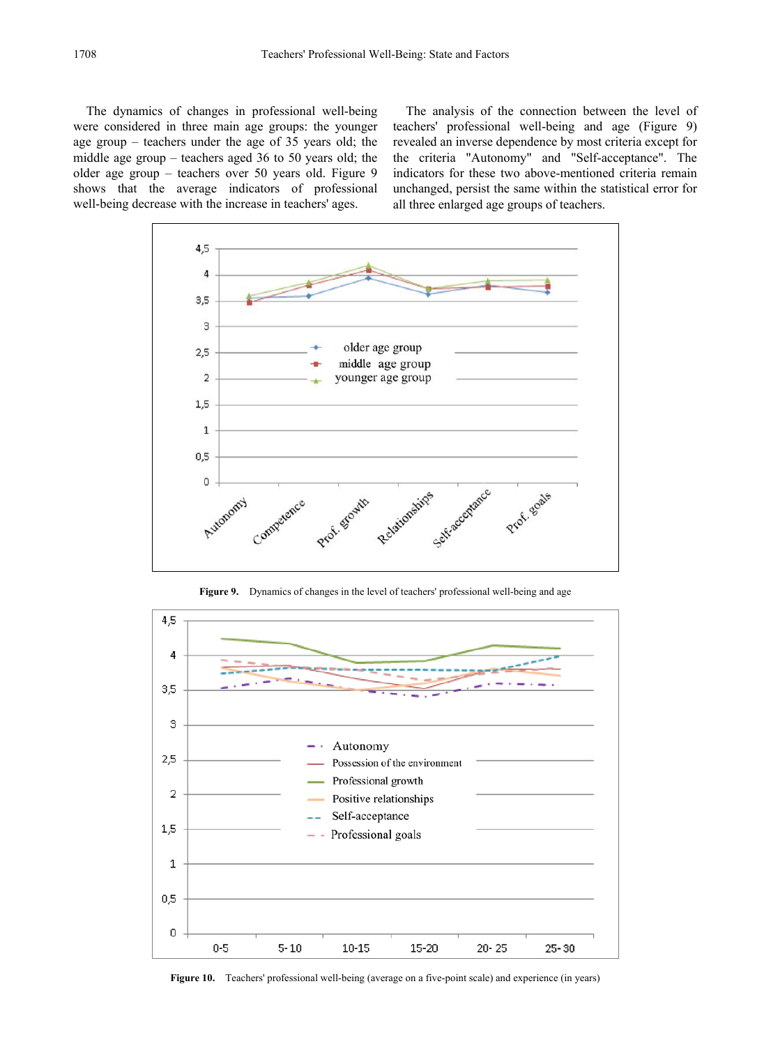The dynamics of changes in professional well-being were considered in three main age groups: the younger age group – teachers under the age of 35 years old; the middle age group – teachers aged 36 to 50 years old; the older age group – teachers over 50 years old. Figure 9 shows that the average indicators of professional well-being decrease with the increase in teachers' ages.

The analysis of the connection between the level of teachers' professional well-being and age (Figure 9) revealed an inverse dependence by most criteria except for the criteria "Autonomy" and "Self-acceptance". The indicators for these two above-mentioned criteria remain unchanged, persist the same within the statistical error for all three enlarged age groups of teachers.

**Figure 9.** Dynamics of changes in the level of teachers' professional well-being and age

**Figure 10.** Teachers' professional well-being (average on a five-point scale) and experience (in years)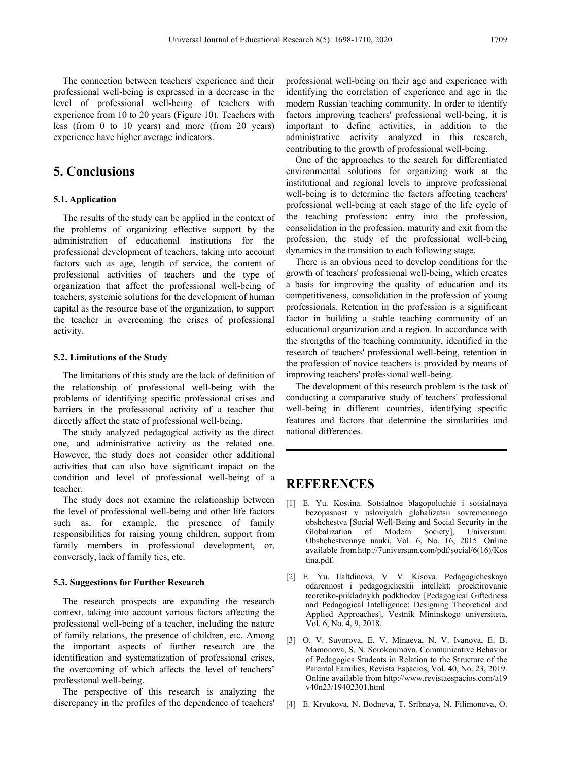The connection between teachers' experience and their professional well-being is expressed in a decrease in the level of professional well-being of teachers with experience from 10 to 20 years (Figure 10). Teachers with less (from 0 to 10 years) and more (from 20 years) experience have higher average indicators.

# 5. Conclusions

### 5.1. Application

The results of the study can be applied in the context of the problems of organizing effective support by the administration of educational institutions for the professional development of teachers, taking into account factors such as age, length of service, the content of professional activities of teachers and the type of organization that affect the professional well-being of teachers, systemic solutions for the development of human capital as the resource base of the organization, to support the teacher in overcoming the crises of professional activity.

### 5.2. Limitations of the Study

The limitations of this study are the lack of definition of the relationship of professional well-being with the problems of identifying specific professional crises and barriers in the professional activity of a teacher that directly affect the state of professional well-being.

The study analyzed pedagogical activity as the direct one, and administrative activity as the related one. However, the study does not consider other additional activities that can also have significant impact on the condition and level of professional well-being of a teacher.

The study does not examine the relationship between the level of professional well-being and other life factors such as, for example, the presence of family responsibilities for raising young children, support from family members in professional development, or, conversely, lack of family ties, etc.

### 5.3. Suggestions for Further Research

The research prospects are expanding the research context, taking into account various factors affecting the professional well-being of a teacher, including the nature of family relations, the presence of children, etc. Among the important aspects of further research are the identification and systematization of professional crises, the overcoming of which affects the level of teachers' professional well-being.

The perspective of this research is analyzing the discrepancy in the profiles of the dependence of teachers' professional well-being on their age and experience with identifying the correlation of experience and age in the modern Russian teaching community. In order to identify factors improving teachers' professional well-being, it is important to define activities, in addition to the administrative activity analyzed in this research, contributing to the growth of professional well-being.

One of the approaches to the search for differentiated environmental solutions for organizing work at the institutional and regional levels to improve professional well-being is to determine the factors affecting teachers' professional well-being at each stage of the life cycle of the teaching profession: entry into the profession, consolidation in the profession, maturity and exit from the profession, the study of the professional well-being dynamics in the transition to each following stage.

There is an obvious need to develop conditions for the growth of teachers' professional well-being, which creates a basis for improving the quality of education and its competitiveness, consolidation in the profession of young professionals. Retention in the profession is a significant factor in building a stable teaching community of an educational organization and a region. In accordance with the strengths of the teaching community, identified in the research of teachers' professional well-being, retention in the profession of novice teachers is provided by means of improving teachers' professional well-being.

The development of this research problem is the task of conducting a comparative study of teachers' professional well-being in different countries, identifying specific features and factors that determine the similarities and national differences.

# REFERENCES

[1] E. Yu. Kostina. Sotsialnoe blagopoluchie i sotsialnaya bezopasnost v usloviyakh globalizatsii sovremennogo obshchestva [Social Well-Being and Social Security in the Globalization of Modern Society], Universum: Obshchestvennye nauki, Vol. 6, No. 16, 2015. Online available from http://7universum.com/pdf/social/6(16)/Kostina.pdf.

[2] E. Yu. Ilaltdinova, V. V. Kisova. Pedagogicheskaya odarennost i pedagogicheskii intellekt: proektirovanie teoretiko-prikladnykh podkhodov [Pedagogical Giftedness and Pedagogical Intelligence: Designing Theoretical and Applied Approaches], Vestnik Mininskogo universiteta, Vol. 6, No. 4, 9, 2018.

[3] O. V. Suvorova, E. V. Minaeva, N. V. Ivanova, E. B. Mamonova, S. N. Sorokoumova. Communicative Behavior of Pedagogics Students in Relation to the Structure of the Parental Families, Revista Espacios, Vol. 40, No. 23, 2019. Online available from http://www.revistaespacios.com/a19v40n23/19402301.html

[4] E. Kryukova, N. Bodneva, T. Sribnaya, N. Filimonova, O.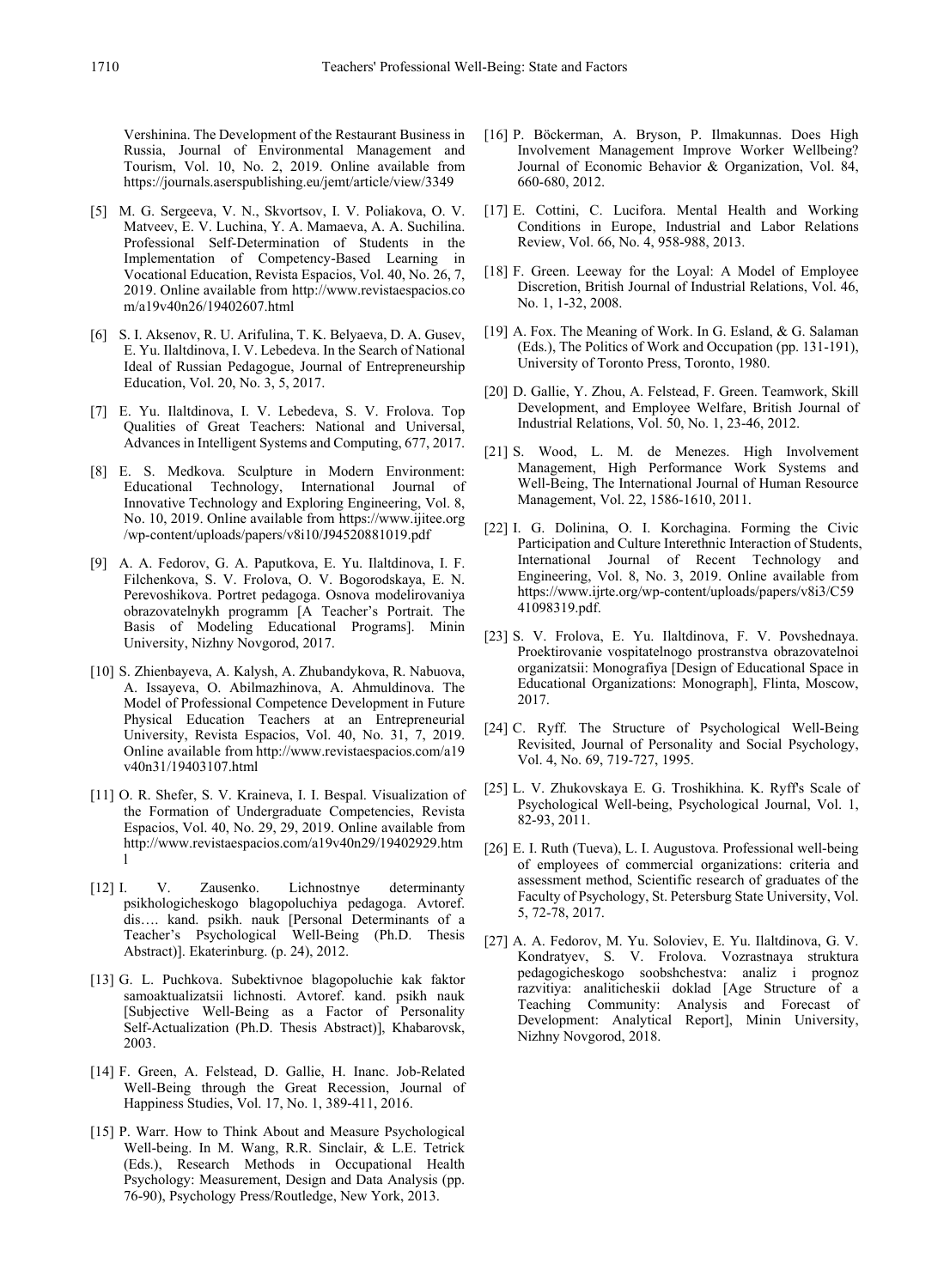Vershinina. The Development of the Restaurant Business in Russia, Journal of Environmental Management and Tourism, Vol. 10, No. 2, 2019. Online available from https://journals.aserspublishing.eu/jemt/article/view/3349

[5] M. G. Sergeeva, V. N., Skvortsov, I. V. Poliakova, O. V. Matveev, E. V. Luchina, Y. A. Mamaeva, A. A. Suchilina. Professional Self-Determination of Students in the Implementation of Competency-Based Learning in Vocational Education, Revista Espacios, Vol. 40, No. 26, 7, 2019. Online available from http://www.revistaespacios.com/a19v40n26/19402607.html

[6] S. I. Aksenov, R. U. Arifulina, T. K. Belyaeva, D. A. Gusev, E. Yu. Ilaltdinova, I. V. Lebedeva. In the Search of National Ideal of Russian Pedagogue, Journal of Entrepreneurship Education, Vol. 20, No. 3, 5, 2017.

[7] E. Yu. Ilaltdinova, I. V. Lebedeva, S. V. Frolova. Top Qualities of Great Teachers: National and Universal, Advances in Intelligent Systems and Computing, 677, 2017.

[8] E. S. Medkova. Sculpture in Modern Environment: Educational Technology, International Journal of Innovative Technology and Exploring Engineering, Vol. 8, No. 10, 2019. Online available from https://www.ijitee.org/wp-content/uploads/papers/v8i10/J94520881019.pdf

[9] A. A. Fedorov, G. A. Paputkova, E. Yu. Ilaltdinova, I. F. Filchenkova, S. V. Frolova, O. V. Bogorodskaya, E. N. Perevoshikova. Portret pedagoga. Osnova modelirovaniya obrazovatelnykh programm [A Teacher's Portrait. The Basis of Modeling Educational Programs]. Minin University, Nizhny Novgorod, 2017.

[10] S. Zhienbayeva, A. Kalysh, A. Zhubandykova, R. Nabuova, A. Issayeva, O. Abilmazhinova, A. Ahmuldinova. The Model of Professional Competence Development in Future Physical Education Teachers at an Entrepreneurial University, Revista Espacios, Vol. 40, No. 31, 7, 2019. Online available from http://www.revistaespacios.com/a19v40n31/19403107.html

[11] O. R. Shefer, S. V. Kraineva, I. I. Bespal. Visualization of the Formation of Undergraduate Competencies, Revista Espacios, Vol. 40, No. 29, 29, 2019. Online available from http://www.revistaespacios.com/a19v40n29/19402929.html

[12] I. V. Zausenko. Lichnostnye determinanty psikhologicheskogo blagopoluchiya pedagoga. Avtoref. dis…. kand. psikh. nauk [Personal Determinants of a Teacher's Psychological Well-Being (Ph.D. Thesis Abstract)]. Ekaterinburg. (p. 24), 2012.

[13] G. L. Puchkova. Subektivnoe blagopoluchie kak faktor samoaktualizatsii lichnosti. Avtoref. kand. psikh nauk [Subjective Well-Being as a Factor of Personality Self-Actualization (Ph.D. Thesis Abstract)], Khabarovsk, 2003.

[14] F. Green, A. Felstead, D. Gallie, H. Inanc. Job-Related Well-Being through the Great Recession, Journal of Happiness Studies, Vol. 17, No. 1, 389-411, 2016.

[15] P. Warr. How to Think About and Measure Psychological Well-being. In M. Wang, R.R. Sinclair, & L.E. Tetrick (Eds.), Research Methods in Occupational Health Psychology: Measurement, Design and Data Analysis (pp. 76-90), Psychology Press/Routledge, New York, 2013.

[16] P. Böckerman, A. Bryson, P. Ilmakunnas. Does High Involvement Management Improve Worker Wellbeing? Journal of Economic Behavior & Organization, Vol. 84, 660-680, 2012.

[17] E. Cottini, C. Lucifora. Mental Health and Working Conditions in Europe, Industrial and Labor Relations Review, Vol. 66, No. 4, 958-988, 2013.

[18] F. Green. Leeway for the Loyal: A Model of Employee Discretion, British Journal of Industrial Relations, Vol. 46, No. 1, 1-32, 2008.

[19] A. Fox. The Meaning of Work. In G. Esland, & G. Salaman (Eds.), The Politics of Work and Occupation (pp. 131-191), University of Toronto Press, Toronto, 1980.

[20] D. Gallie, Y. Zhou, A. Felstead, F. Green. Teamwork, Skill Development, and Employee Welfare, British Journal of Industrial Relations, Vol. 50, No. 1, 23-46, 2012.

[21] S. Wood, L. M. de Menezes. High Involvement Management, High Performance Work Systems and Well-Being, The International Journal of Human Resource Management, Vol. 22, 1586-1610, 2011.

[22] I. G. Dolinina, O. I. Korchagina. Forming the Civic Participation and Culture Interethnic Interaction of Students, International Journal of Recent Technology and Engineering, Vol. 8, No. 3, 2019. Online available from https://www.ijrte.org/wp-content/uploads/papers/v8i3/C5941098319.pdf.

[23] S. V. Frolova, E. Yu. Ilaltdinova, F. V. Povshednaya. Proektirovanie vospitatelnogo prostranstva obrazovatelnoi organizatsii: Monografiya [Design of Educational Space in Educational Organizations: Monograph], Flinta, Moscow, 2017.

[24] C. Ryff. The Structure of Psychological Well-Being Revisited, Journal of Personality and Social Psychology, Vol. 4, No. 69, 719-727, 1995.

[25] L. V. Zhukovskaya E. G. Troshikhina. K. Ryff's Scale of Psychological Well-being, Psychological Journal, Vol. 1, 82-93, 2011.

[26] E. I. Ruth (Tueva), L. I. Augustova. Professional well-being of employees of commercial organizations: criteria and assessment method, Scientific research of graduates of the Faculty of Psychology, St. Petersburg State University, Vol. 5, 72-78, 2017.

[27] A. A. Fedorov, M. Yu. Soloviev, E. Yu. Ilaltdinova, G. V. Kondratyev, S. V. Frolova. Vozrastnaya struktura pedagogicheskogo soobshchestva: analiz i prognoz razvitiya: analiticheskii doklad [Age Structure of a Teaching Community: Analysis and Forecast of Development: Analytical Report], Minin University, Nizhny Novgorod, 2018.